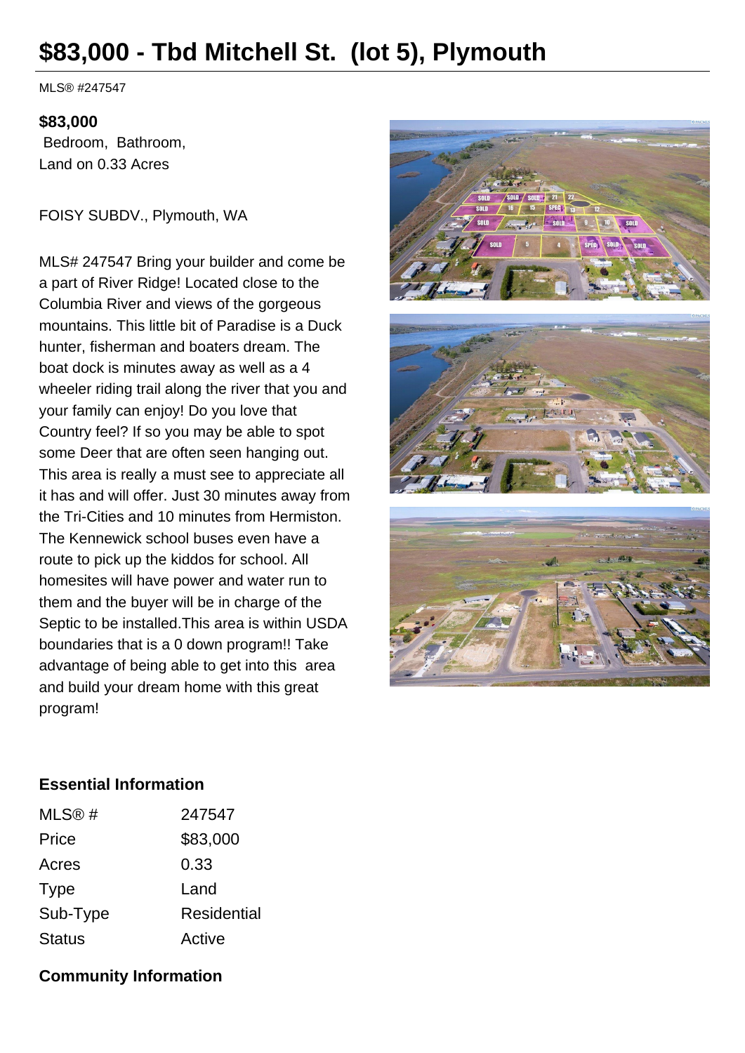# $83,000 - Tbd Mitchell St.  (lot 5), Plymouth

MLS® #247547

**$83,000**
Bedroom, Bathroom,
Land on 0.33 Acres

FOISY SUBDV., Plymouth, WA

MLS# 247547 Bring your builder and come be a part of River Ridge! Located close to the Columbia River and views of the gorgeous mountains. This little bit of Paradise is a Duck hunter, fisherman and boaters dream. The boat dock is minutes away as well as a 4 wheeler riding trail along the river that you and your family can enjoy! Do you love that Country feel? If so you may be able to spot some Deer that are often seen hanging out. This area is really a must see to appreciate all it has and will offer. Just 30 minutes away from the Tri-Cities and 10 minutes from Hermiston. The Kennewick school buses even have a route to pick up the kiddos for school. All homesites will have power and water run to them and the buyer will be in charge of the Septic to be installed.This area is within USDA boundaries that is a 0 down program!! Take advantage of being able to get into this area and build your dream home with this great program!

### Essential Information

| | |
|---|---|
| MLS® # | 247547 |
| Price | $83,000 |
| Acres | 0.33 |
| Type | Land |
| Sub-Type | Residential |
| Status | Active |

### Community Information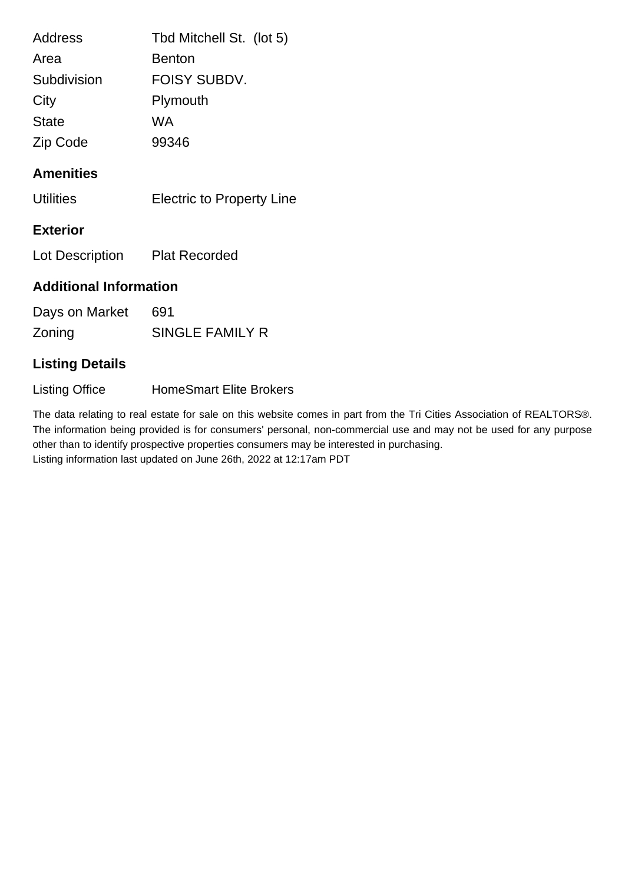| | |
|---|---|
| Address | Tbd Mitchell St. (lot 5) |
| Area | Benton |
| Subdivision | FOISY SUBDV. |
| City | Plymouth |
| State | WA |
| Zip Code | 99346 |

## Amenities

| | |
|---|---|
| Utilities | Electric to Property Line |

## Exterior

| | |
|---|---|
| Lot Description | Plat Recorded |

## Additional Information

| | |
|---|---|
| Days on Market | 691 |
| Zoning | SINGLE FAMILY R |

## Listing Details

| | |
|---|---|
| Listing Office | HomeSmart Elite Brokers |

The data relating to real estate for sale on this website comes in part from the Tri Cities Association of REALTORS®. The information being provided is for consumers' personal, non-commercial use and may not be used for any purpose other than to identify prospective properties consumers may be interested in purchasing.
Listing information last updated on June 26th, 2022 at 12:17am PDT